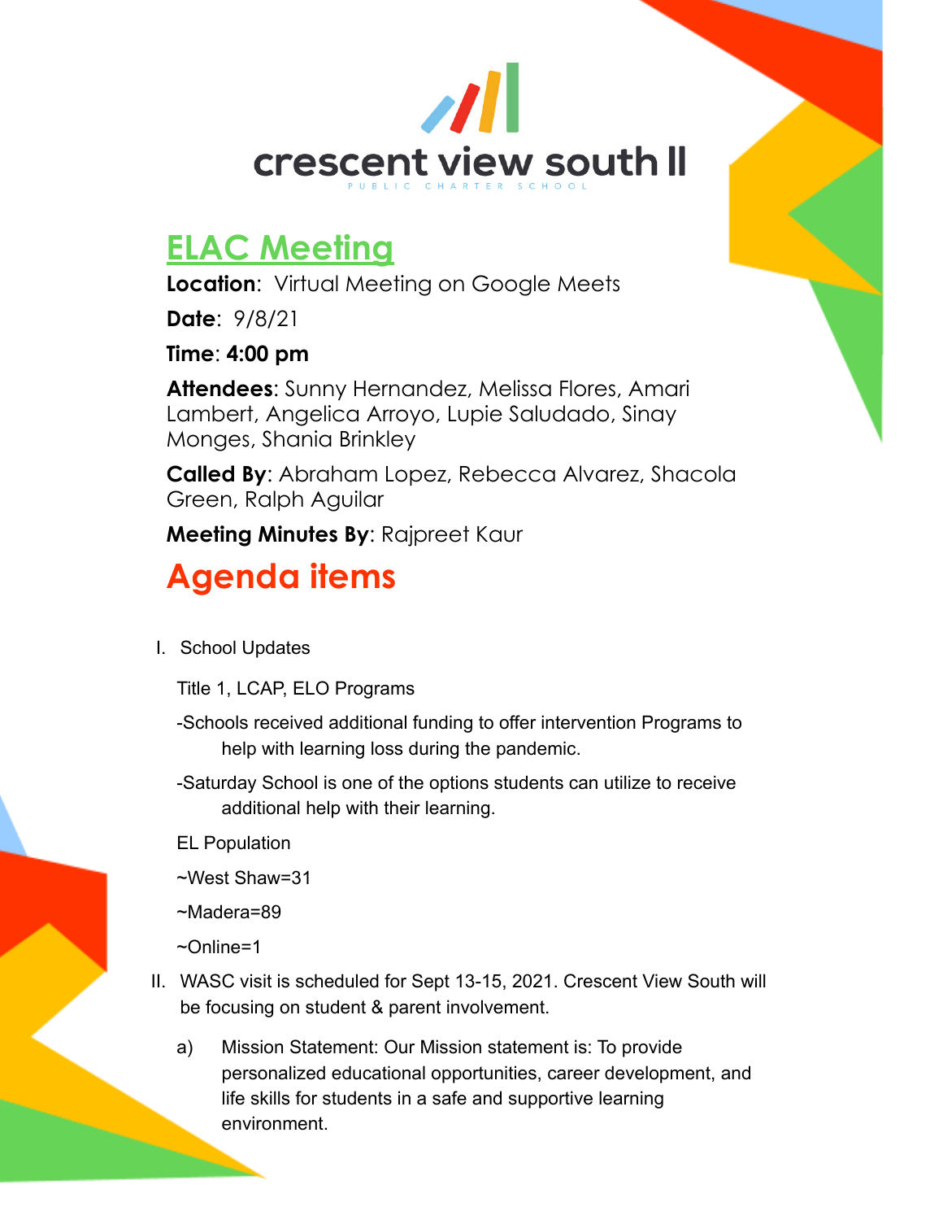crescent view south II

PUBLIC CHARTER SCHOOL

# ELAC Meeting

**Location**: Virtual Meeting on Google Meets

**Date**: 9/8/21

**Time**: **4:00 pm**

**Attendees**: Sunny Hernandez, Melissa Flores, Amari Lambert, Angelica Arroyo, Lupie Saludado, Sinay Monges, Shania Brinkley

**Called By**: Abraham Lopez, Rebecca Alvarez, Shacola Green, Ralph Aguilar

**Meeting Minutes By**: Rajpreet Kaur

# Agenda items

I. School Updates

Title 1, LCAP, ELO Programs

-Schools received additional funding to offer intervention Programs to help with learning loss during the pandemic.

-Saturday School is one of the options students can utilize to receive additional help with their learning.

EL Population

~West Shaw=31

~Madera=89

~Online=1

II. WASC visit is scheduled for Sept 13-15, 2021. Crescent View South will be focusing on student & parent involvement.

a) Mission Statement: Our Mission statement is: To provide personalized educational opportunities, career development, and life skills for students in a safe and supportive learning environment.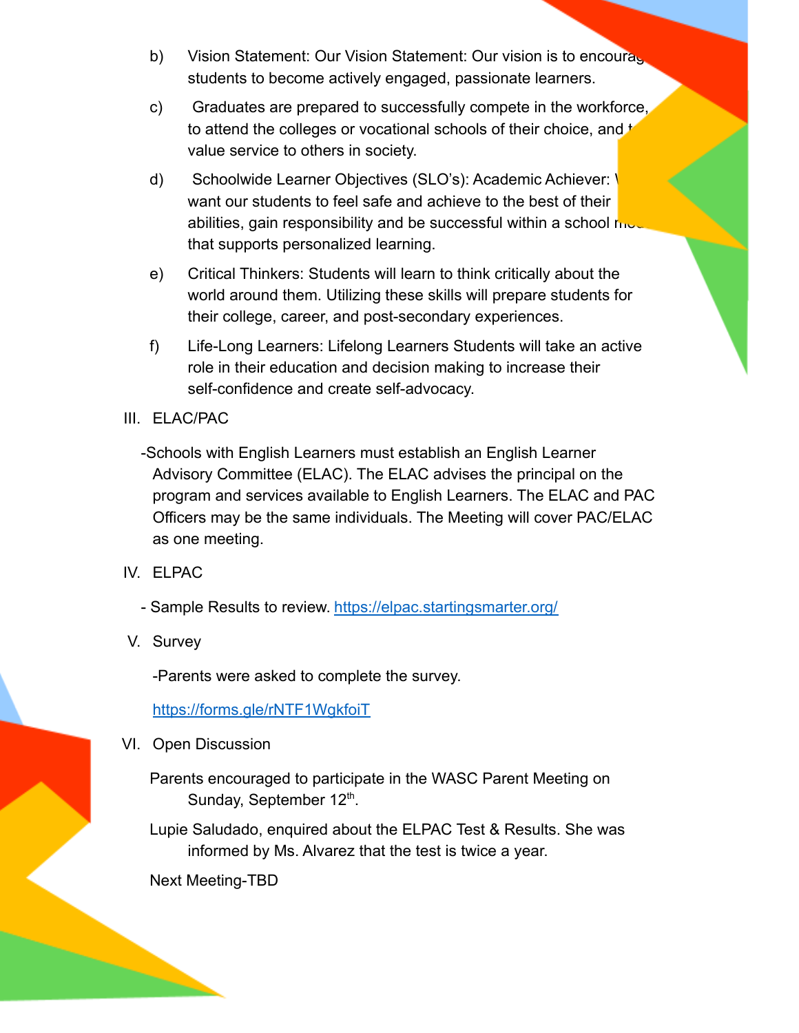b) Vision Statement: Our Vision Statement: Our vision is to encourag students to become actively engaged, passionate learners.

c) Graduates are prepared to successfully compete in the workforce, to attend the colleges or vocational schools of their choice, and t value service to others in society.

d) Schoolwide Learner Objectives (SLO's): Academic Achiever: W want our students to feel safe and achieve to the best of their abilities, gain responsibility and be successful within a school mod that supports personalized learning.

e) Critical Thinkers: Students will learn to think critically about the world around them. Utilizing these skills will prepare students for their college, career, and post-secondary experiences.

f) Life-Long Learners: Lifelong Learners Students will take an active role in their education and decision making to increase their self-confidence and create self-advocacy.

III. ELAC/PAC

-Schools with English Learners must establish an English Learner Advisory Committee (ELAC). The ELAC advises the principal on the program and services available to English Learners. The ELAC and PAC Officers may be the same individuals. The Meeting will cover PAC/ELAC as one meeting.

IV. ELPAC

- Sample Results to review. https://elpac.startingsmarter.org/

V. Survey

-Parents were asked to complete the survey.

https://forms.gle/rNTF1WgkfoiT

VI. Open Discussion

Parents encouraged to participate in the WASC Parent Meeting on Sunday, September 12th.

Lupie Saludado, enquired about the ELPAC Test & Results. She was informed by Ms. Alvarez that the test is twice a year.

Next Meeting-TBD